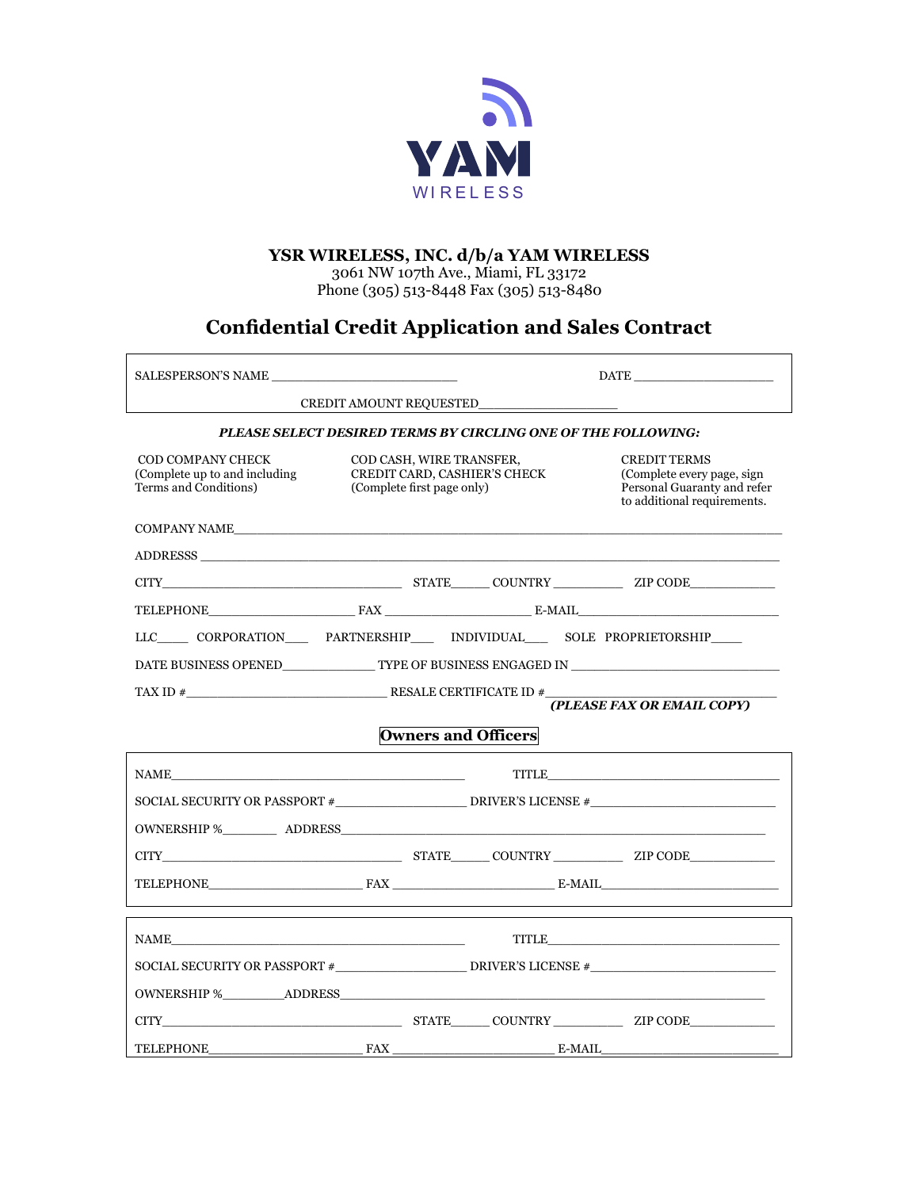YAM WIRELESS

**YSR WIRELESS, INC. d/b/a YAM WIRELESS**
3061 NW 107th Ave., Miami, FL 33172
Phone (305) 513-8448 Fax (305) 513-8480

# Confidential Credit Application and Sales Contract

SALESPERSON'S NAME ________________________ DATE ____________________

CREDIT AMOUNT REQUESTED____________________

***PLEASE SELECT DESIRED TERMS BY CIRCLING ONE OF THE FOLLOWING:***

COD COMPANY CHECK
(Complete up to and including Terms and Conditions)

COD CASH, WIRE TRANSFER, CREDIT CARD, CASHIER'S CHECK
(Complete first page only)

CREDIT TERMS
(Complete every page, sign Personal Guaranty and refer to additional requirements.

COMPANY NAME____________________________________________________________________

ADDRESS ________________________________________________________________________

CITY______________________________ STATE______ COUNTRY __________ ZIP CODE_____________

TELEPHONE____________________ FAX ____________________ E-MAIL___________________________

LLC_____ CORPORATION____ PARTNERSHIP____ INDIVIDUAL____ SOLE PROPRIETORSHIP_____

DATE BUSINESS OPENED_____________ TYPE OF BUSINESS ENGAGED IN ____________________________

TAX ID #___________________________ RESALE CERTIFICATE ID #____________________________
***(PLEASE FAX OR EMAIL COPY)***

## Owners and Officers

NAME_____________________________________________ TITLE_________________________________

SOCIAL SECURITY OR PASSPORT #__________________ DRIVER'S LICENSE #__________________________

OWNERSHIP %________ ADDRESS_______________________________________________________________

CITY______________________________ STATE______ COUNTRY __________ ZIP CODE_____________

TELEPHONE______________________ FAX ______________________ E-MAIL_________________________

NAME_____________________________________________ TITLE_________________________________

SOCIAL SECURITY OR PASSPORT #__________________ DRIVER'S LICENSE #__________________________

OWNERSHIP %________ADDRESS________________________________________________________________

CITY______________________________ STATE______ COUNTRY __________ ZIP CODE_____________

TELEPHONE______________________ FAX ______________________ E-MAIL_________________________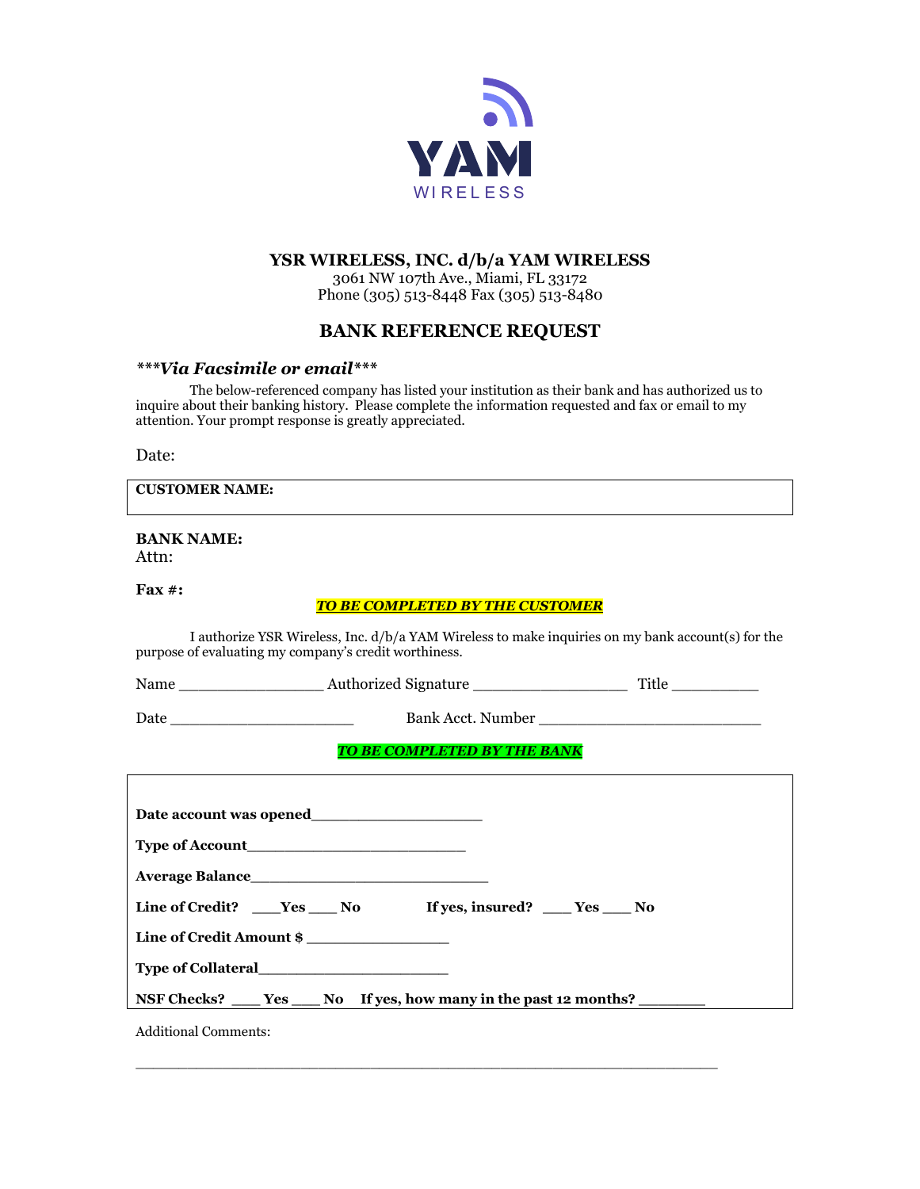YAM
WIRELESS

### YSR WIRELESS, INC. d/b/a YAM WIRELESS

3061 NW 107th Ave., Miami, FL 33172
Phone (305) 513-8448 Fax (305) 513-8480

## BANK REFERENCE REQUEST

***Via Facsimile or email***

The below-referenced company has listed your institution as their bank and has authorized us to inquire about their banking history. Please complete the information requested and fax or email to my attention. Your prompt response is greatly appreciated.

Date:

**CUSTOMER NAME:**

**BANK NAME:**
Attn:

**Fax #:**

***TO BE COMPLETED BY THE CUSTOMER***

I authorize YSR Wireless, Inc. d/b/a YAM Wireless to make inquiries on my bank account(s) for the purpose of evaluating my company's credit worthiness.

Name ________________ Authorized Signature _________________ Title _________

Date ____________________ Bank Acct. Number ________________________

***TO BE COMPLETED BY THE BANK***

**Date account was opened**___________________

**Type of Account**________________________

**Average Balance**__________________________

**Line of Credit?** ___**Yes** ___ **No** **If yes, insured?** ___ **Yes** ___ **No**

**Line of Credit Amount $** ________________

**Type of Collateral**_____________________

**NSF Checks?** ___ **Yes** ___ **No** **If yes, how many in the past 12 months?** _______

Additional Comments:

_________________________________________________________________